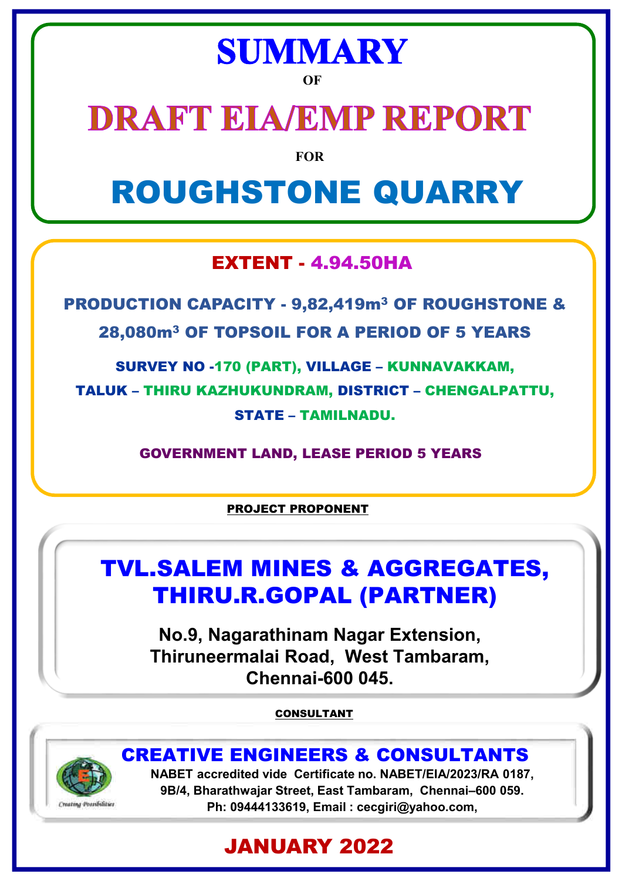# SUMMARY

**OF**

# DRAFT EIA/EMP REPORT

**FOR**

# ROUGHSTONE QUARRY

## EXTENT - 4.94.50HA

**PRODUCTION CAPACITY - 9,82,419m$^3$ OF ROUGHSTONE & 28,080m$^3$ OF TOPSOIL FOR A PERIOD OF 5 YEARS**

**SURVEY NO -170 (PART), VILLAGE – KUNNAVAKKAM, TALUK – THIRU KAZHUKUNDRAM, DISTRICT – CHENGALPATTU, STATE – TAMILNADU.**

**GOVERNMENT LAND, LEASE PERIOD 5 YEARS**

**PROJECT PROPONENT**

## TVL.SALEM MINES & AGGREGATES, THIRU.R.GOPAL (PARTNER)

**No.9, Nagarathinam Nagar Extension,
Thiruneermalai Road, West Tambaram,
Chennai-600 045.**

**CONSULTANT**

## CREATIVE ENGINEERS & CONSULTANTS

*Creating Possibilities*

**NABET accredited vide Certificate no. NABET/EIA/2023/RA 0187,
9B/4, Bharathwajar Street, East Tambaram, Chennai–600 059.
Ph: 09444133619, Email : cecgiri@yahoo.com,**

## JANUARY 2022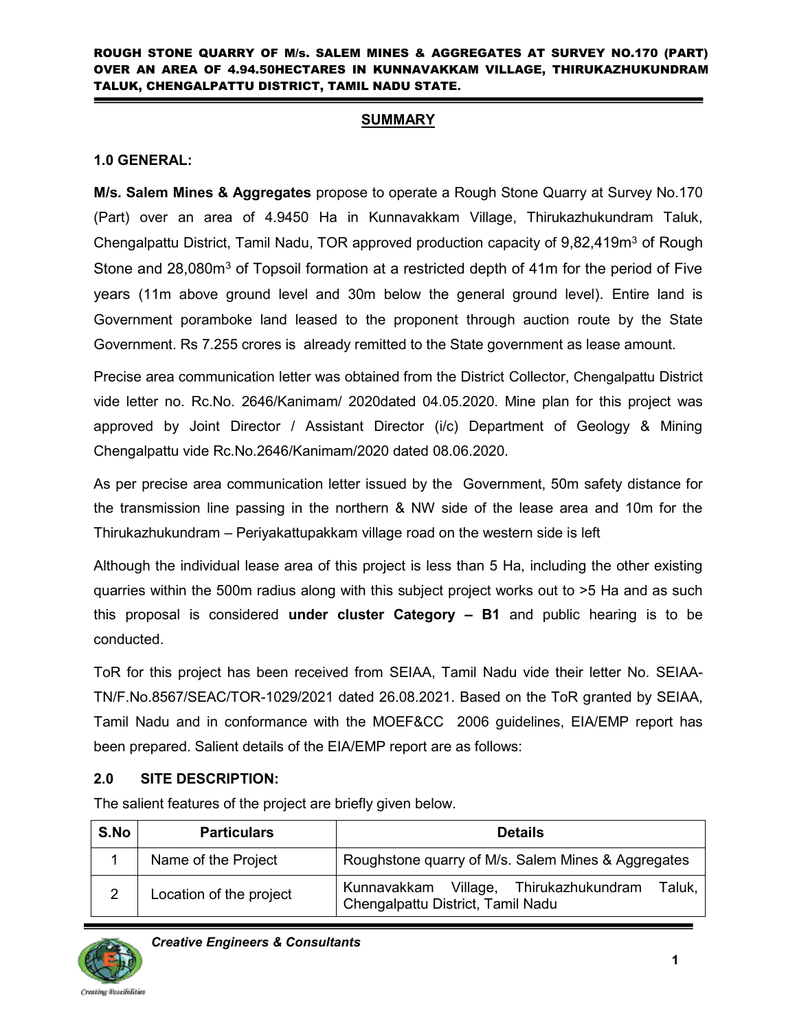## SUMMARY

### 1.0 GENERAL:

**M/s. Salem Mines & Aggregates** propose to operate a Rough Stone Quarry at Survey No.170 (Part) over an area of 4.9450 Ha in Kunnavakkam Village, Thirukazhukundram Taluk, Chengalpattu District, Tamil Nadu, TOR approved production capacity of 9,82,419m$^3$ of Rough Stone and 28,080m$^3$ of Topsoil formation at a restricted depth of 41m for the period of Five years (11m above ground level and 30m below the general ground level). Entire land is Government poramboke land leased to the proponent through auction route by the State Government. Rs 7.255 crores is already remitted to the State government as lease amount.

Precise area communication letter was obtained from the District Collector, Chengalpattu District vide letter no. Rc.No. 2646/Kanimam/ 2020dated 04.05.2020. Mine plan for this project was approved by Joint Director / Assistant Director (i/c) Department of Geology & Mining Chengalpattu vide Rc.No.2646/Kanimam/2020 dated 08.06.2020.

As per precise area communication letter issued by the Government, 50m safety distance for the transmission line passing in the northern & NW side of the lease area and 10m for the Thirukazhukundram – Periyakattupakkam village road on the western side is left

Although the individual lease area of this project is less than 5 Ha, including the other existing quarries within the 500m radius along with this subject project works out to >5 Ha and as such this proposal is considered **under cluster Category – B1** and public hearing is to be conducted.

ToR for this project has been received from SEIAA, Tamil Nadu vide their letter No. SEIAA-TN/F.No.8567/SEAC/TOR-1029/2021 dated 26.08.2021. Based on the ToR granted by SEIAA, Tamil Nadu and in conformance with the MOEF&CC 2006 guidelines, EIA/EMP report has been prepared. Salient details of the EIA/EMP report are as follows:

### 2.0 SITE DESCRIPTION:

The salient features of the project are briefly given below.

| S.No | Particulars | Details |
|---|---|---|
| 1 | Name of the Project | Roughstone quarry of M/s. Salem Mines & Aggregates |
| 2 | Location of the project | Kunnavakkam Village, Thirukazhukundram Taluk, Chengalpattu District, Tamil Nadu |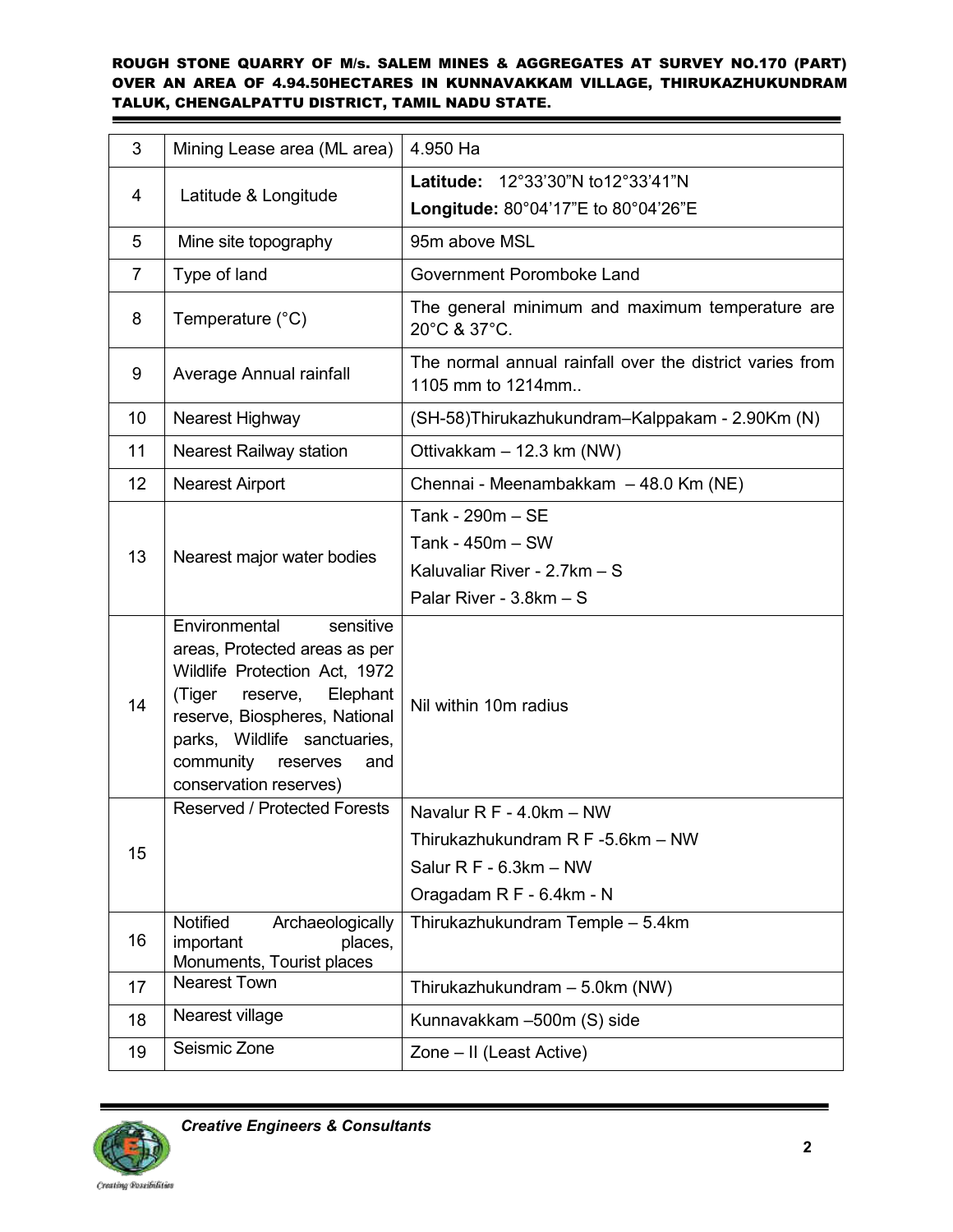| 3 | Mining Lease area (ML area) | 4.950 Ha |
|---|---|---|
| 4 | Latitude & Longitude | **Latitude:** 12°33'30"N to12°33'41"N<br>**Longitude:** 80°04'17"E to 80°04'26"E |
| 5 | Mine site topography | 95m above MSL |
| 7 | Type of land | Government Poromboke Land |
| 8 | Temperature (°C) | The general minimum and maximum temperature are 20°C & 37°C. |
| 9 | Average Annual rainfall | The normal annual rainfall over the district varies from 1105 mm to 1214mm.. |
| 10 | Nearest Highway | (SH-58)Thirukazhukundram–Kalppakam - 2.90Km (N) |
| 11 | Nearest Railway station | Ottivakkam – 12.3 km (NW) |
| 12 | Nearest Airport | Chennai - Meenambakkam – 48.0 Km (NE) |
| 13 | Nearest major water bodies | Tank - 290m – SE<br>Tank - 450m – SW<br>Kaluvaliar River - 2.7km – S<br>Palar River - 3.8km – S |
| 14 | Environmental sensitive areas, Protected areas as per Wildlife Protection Act, 1972 (Tiger reserve, Elephant reserve, Biospheres, National parks, Wildlife sanctuaries, community reserves and conservation reserves) | Nil within 10m radius |
| 15 | Reserved / Protected Forests | Navalur R F - 4.0km – NW<br>Thirukazhukundram R F -5.6km – NW<br>Salur R F - 6.3km – NW<br>Oragadam R F - 6.4km - N |
| 16 | Notified Archaeologically important places, Monuments, Tourist places | Thirukazhukundram Temple – 5.4km |
| 17 | Nearest Town | Thirukazhukundram – 5.0km (NW) |
| 18 | Nearest village | Kunnavakkam –500m (S) side |
| 19 | Seismic Zone | Zone – II (Least Active) |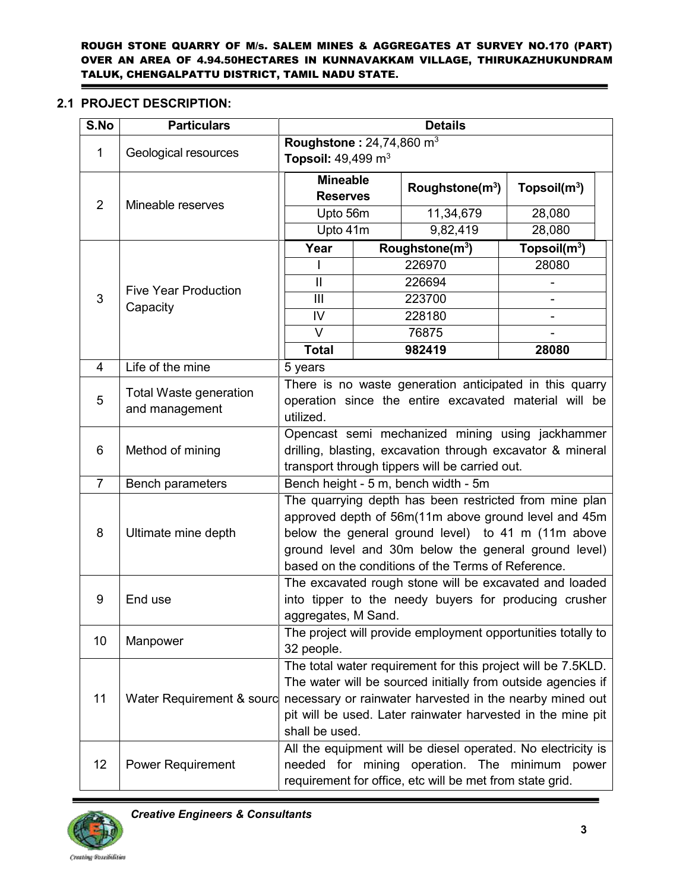## 2.1 PROJECT DESCRIPTION:

<table>
<tr><th>S.No</th><th>Particulars</th><th colspan="3">Details</th></tr>
<tr><td>1</td><td>Geological resources</td><td colspan="3"><b>Roughstone :</b> 24,74,860 m<sup>3</sup><br><b>Topsoil:</b> 49,499 m<sup>3</sup></td></tr>
<tr><td rowspan="3">2</td><td rowspan="3">Mineable reserves</td><td><b>Mineable Reserves</b></td><td><b>Roughstone(m<sup>3</sup>)</b></td><td><b>Topsoil(m<sup>3</sup>)</b></td></tr>
<tr><td>Upto 56m</td><td>11,34,679</td><td>28,080</td></tr>
<tr><td>Upto 41m</td><td>9,82,419</td><td>28,080</td></tr>
<tr><td rowspan="7">3</td><td rowspan="7">Five Year Production Capacity</td><td><b>Year</b></td><td><b>Roughstone(m<sup>3</sup>)</b></td><td><b>Topsoil(m<sup>3</sup>)</b></td></tr>
<tr><td>I</td><td>226970</td><td>28080</td></tr>
<tr><td>II</td><td>226694</td><td>-</td></tr>
<tr><td>III</td><td>223700</td><td>-</td></tr>
<tr><td>IV</td><td>228180</td><td>-</td></tr>
<tr><td>V</td><td>76875</td><td>-</td></tr>
<tr><td><b>Total</b></td><td><b>982419</b></td><td><b>28080</b></td></tr>
<tr><td>4</td><td>Life of the mine</td><td colspan="3">5 years</td></tr>
<tr><td>5</td><td>Total Waste generation and management</td><td colspan="3">There is no waste generation anticipated in this quarry operation since the entire excavated material will be utilized.</td></tr>
<tr><td>6</td><td>Method of mining</td><td colspan="3">Opencast semi mechanized mining using jackhammer drilling, blasting, excavation through excavator &amp; mineral transport through tippers will be carried out.</td></tr>
<tr><td>7</td><td>Bench parameters</td><td colspan="3">Bench height - 5 m, bench width - 5m</td></tr>
<tr><td>8</td><td>Ultimate mine depth</td><td colspan="3">The quarrying depth has been restricted from mine plan approved depth of 56m(11m above ground level and 45m below the general ground level) to 41 m (11m above ground level and 30m below the general ground level) based on the conditions of the Terms of Reference.</td></tr>
<tr><td>9</td><td>End use</td><td colspan="3">The excavated rough stone will be excavated and loaded into tipper to the needy buyers for producing crusher aggregates, M Sand.</td></tr>
<tr><td>10</td><td>Manpower</td><td colspan="3">The project will provide employment opportunities totally to 32 people.</td></tr>
<tr><td>11</td><td>Water Requirement &amp; sourc</td><td colspan="3">The total water requirement for this project will be 7.5KLD. The water will be sourced initially from outside agencies if necessary or rainwater harvested in the nearby mined out pit will be used. Later rainwater harvested in the mine pit shall be used.</td></tr>
<tr><td>12</td><td>Power Requirement</td><td colspan="3">All the equipment will be diesel operated. No electricity is needed for mining operation. The minimum power requirement for office, etc will be met from state grid.</td></tr>
</table>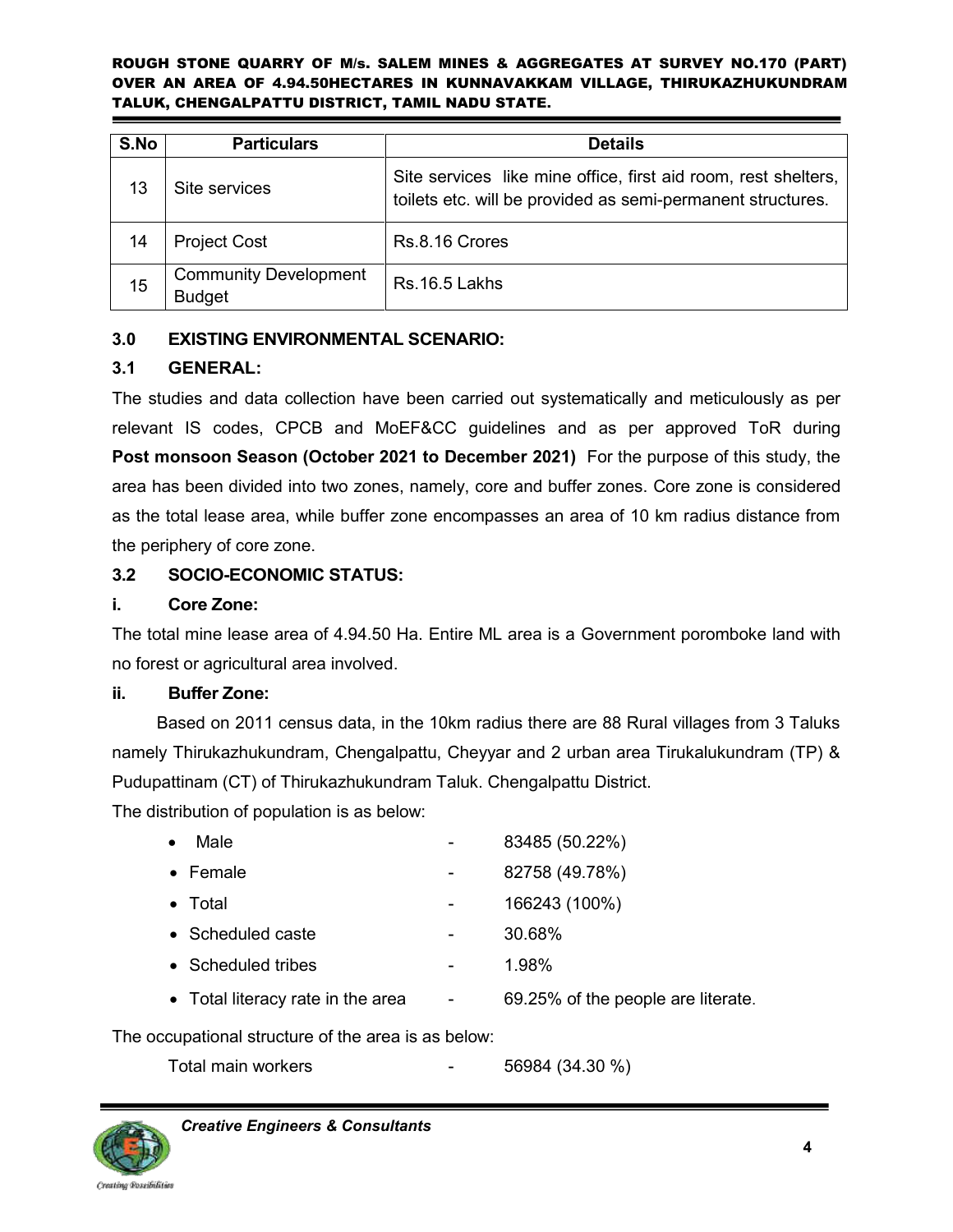| S.No | Particulars | Details |
|---|---|---|
| 13 | Site services | Site services like mine office, first aid room, rest shelters, toilets etc. will be provided as semi-permanent structures. |
| 14 | Project Cost | Rs.8.16 Crores |
| 15 | Community Development Budget | Rs.16.5 Lakhs |

## 3.0 EXISTING ENVIRONMENTAL SCENARIO:

### 3.1 GENERAL:

The studies and data collection have been carried out systematically and meticulously as per relevant IS codes, CPCB and MoEF&CC guidelines and as per approved ToR during **Post monsoon Season (October 2021 to December 2021)** For the purpose of this study, the area has been divided into two zones, namely, core and buffer zones. Core zone is considered as the total lease area, while buffer zone encompasses an area of 10 km radius distance from the periphery of core zone.

### 3.2 SOCIO-ECONOMIC STATUS:

#### i. Core Zone:

The total mine lease area of 4.94.50 Ha. Entire ML area is a Government poromboke land with no forest or agricultural area involved.

#### ii. Buffer Zone:

Based on 2011 census data, in the 10km radius there are 88 Rural villages from 3 Taluks namely Thirukazhukundram, Chengalpattu, Cheyyar and 2 urban area Tirukalukundram (TP) & Pudupattinam (CT) of Thirukazhukundram Taluk. Chengalpattu District.

The distribution of population is as below:

- Male - 83485 (50.22%)
- Female - 82758 (49.78%)
- Total - 166243 (100%)
- Scheduled caste - 30.68%
- Scheduled tribes - 1.98%
- Total literacy rate in the area - 69.25% of the people are literate.

The occupational structure of the area is as below:

Total main workers - 56984 (34.30 %)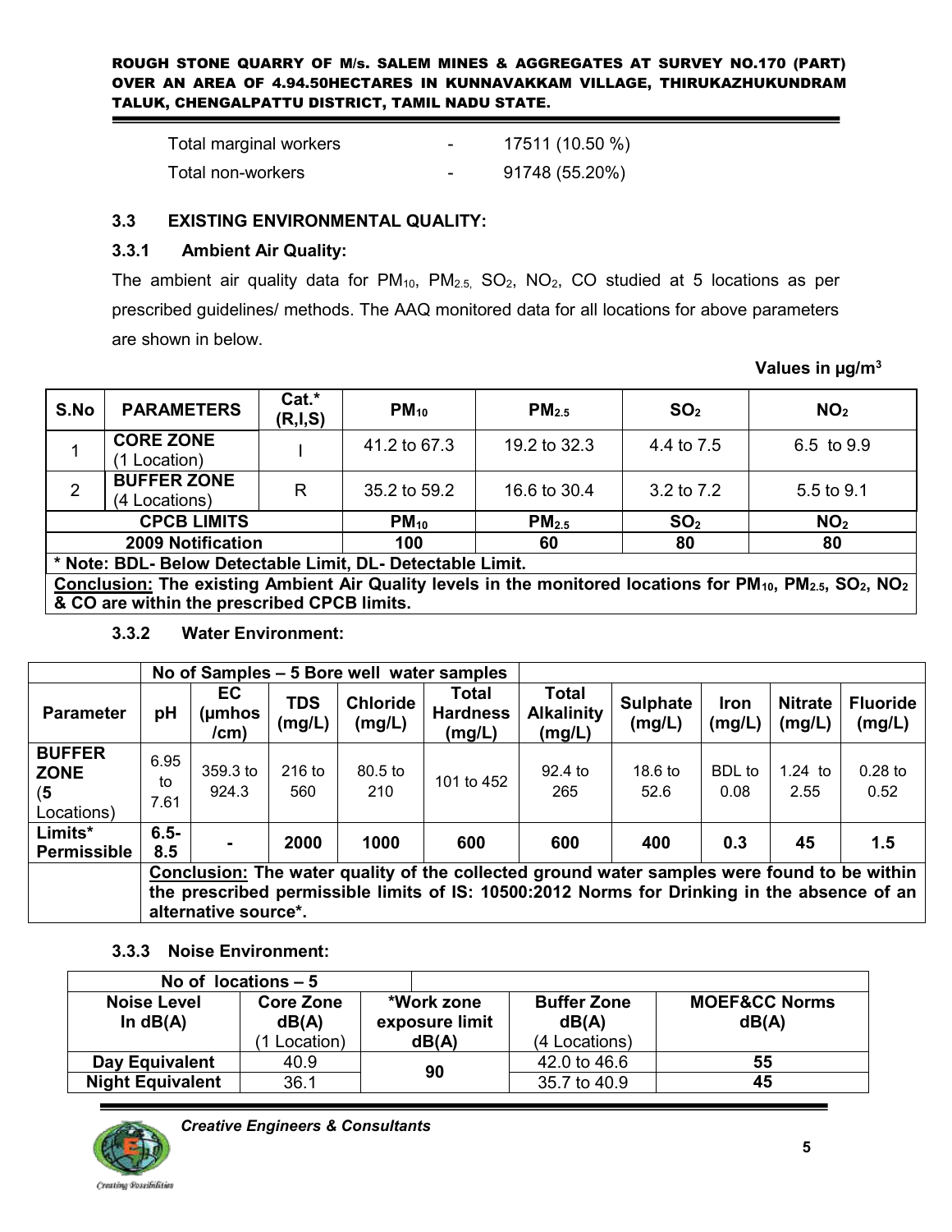| | | |
|---|---|---|
| Total marginal workers | - | 17511 (10.50 %) |
| Total non-workers | - | 91748 (55.20%) |

### 3.3 EXISTING ENVIRONMENTAL QUALITY:

#### 3.3.1 Ambient Air Quality:

The ambient air quality data for $PM_{10}$, $PM_{2.5}$, $SO_2$, $NO_2$, CO studied at 5 locations as per prescribed guidelines/ methods. The AAQ monitored data for all locations for above parameters are shown in below.

**Values in µg/m³**

| S.No | PARAMETERS | Cat.* (R,I,S) | $PM_{10}$ | $PM_{2.5}$ | $SO_2$ | $NO_2$ |
|---|---|---|---|---|---|---|
| 1 | **CORE ZONE** (1 Location) | I | 41.2 to 67.3 | 19.2 to 32.3 | 4.4 to 7.5 | 6.5 to 9.9 |
| 2 | **BUFFER ZONE** (4 Locations) | R | 35.2 to 59.2 | 16.6 to 30.4 | 3.2 to 7.2 | 5.5 to 9.1 |
| **CPCB LIMITS** | | | **$PM_{10}$** | **$PM_{2.5}$** | **$SO_2$** | **$NO_2$** |
| **2009 Notification** | | | **100** | **60** | **80** | **80** |
| **\* Note: BDL- Below Detectable Limit, DL- Detectable Limit.** | | | | | | |
| **Conclusion: The existing Ambient Air Quality levels in the monitored locations for $PM_{10}$, $PM_{2.5}$, $SO_2$, $NO_2$ & CO are within the prescribed CPCB limits.** | | | | | | |

#### 3.3.2 Water Environment:

| | No of Samples – 5 Bore well water samples | | | | | | | | | |
|---|---|---|---|---|---|---|---|---|---|---|
| **Parameter** | **pH** | **EC (µmhos /cm)** | **TDS (mg/L)** | **Chloride (mg/L)** | **Total Hardness (mg/L)** | **Total Alkalinity (mg/L)** | **Sulphate (mg/L)** | **Iron (mg/L)** | **Nitrate (mg/L)** | **Fluoride (mg/L)** |
| **BUFFER ZONE** (**5** Locations) | 6.95 to 7.61 | 359.3 to 924.3 | 216 to 560 | 80.5 to 210 | 101 to 452 | 92.4 to 265 | 18.6 to 52.6 | BDL to 0.08 | 1.24 to 2.55 | 0.28 to 0.52 |
| **Limits\* Permissible** | **6.5-8.5** | **-** | **2000** | **1000** | **600** | **600** | **400** | **0.3** | **45** | **1.5** |
| | **Conclusion: The water quality of the collected ground water samples were found to be within the prescribed permissible limits of IS: 10500:2012 Norms for Drinking in the absence of an alternative source\*.** | | | | | | | | | |

#### 3.3.3 Noise Environment:

| No of locations – 5 | | | | |
|---|---|---|---|---|
| **Noise Level In dB(A)** | **Core Zone dB(A)** (1 Location) | **\*Work zone exposure limit dB(A)** | **Buffer Zone dB(A)** (4 Locations) | **MOEF&CC Norms dB(A)** |
| **Day Equivalent** | 40.9 | **90** | 42.0 to 46.6 | **55** |
| **Night Equivalent** | 36.1 | | 35.7 to 40.9 | **45** |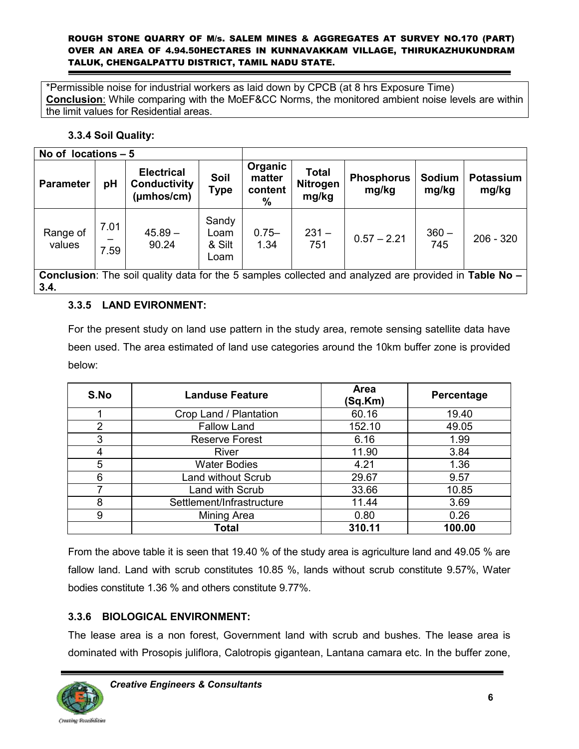*Permissible noise for industrial workers as laid down by CPCB (at 8 hrs Exposure Time)
**Conclusion**: While comparing with the MoEF&CC Norms, the monitored ambient noise levels are within the limit values for Residential areas.

### 3.3.4 Soil Quality:

| No of locations – 5 | | | | | | | | |
|---|---|---|---|---|---|---|---|---|
| **Parameter** | **pH** | **Electrical Conductivity (μmhos/cm)** | **Soil Type** | **Organic matter content %** | **Total Nitrogen mg/kg** | **Phosphorus mg/kg** | **Sodium mg/kg** | **Potassium mg/kg** |
| Range of values | 7.01 – 7.59 | 45.89 – 90.24 | Sandy Loam & Silt Loam | 0.75– 1.34 | 231 – 751 | 0.57 – 2.21 | 360 – 745 | 206 - 320 |

**Conclusion**: The soil quality data for the 5 samples collected and analyzed are provided in **Table No – 3.4.**

### 3.3.5 LAND EVIRONMENT:

For the present study on land use pattern in the study area, remote sensing satellite data have been used. The area estimated of land use categories around the 10km buffer zone is provided below:

| S.No | Landuse Feature | Area (Sq.Km) | Percentage |
|---|---|---|---|
| 1 | Crop Land / Plantation | 60.16 | 19.40 |
| 2 | Fallow Land | 152.10 | 49.05 |
| 3 | Reserve Forest | 6.16 | 1.99 |
| 4 | River | 11.90 | 3.84 |
| 5 | Water Bodies | 4.21 | 1.36 |
| 6 | Land without Scrub | 29.67 | 9.57 |
| 7 | Land with Scrub | 33.66 | 10.85 |
| 8 | Settlement/Infrastructure | 11.44 | 3.69 |
| 9 | Mining Area | 0.80 | 0.26 |
| | **Total** | **310.11** | **100.00** |

From the above table it is seen that 19.40 % of the study area is agriculture land and 49.05 % are fallow land. Land with scrub constitutes 10.85 %, lands without scrub constitute 9.57%, Water bodies constitute 1.36 % and others constitute 9.77%.

### 3.3.6 BIOLOGICAL ENVIRONMENT:

The lease area is a non forest, Government land with scrub and bushes. The lease area is dominated with Prosopis juliflora, Calotropis gigantean, Lantana camara etc. In the buffer zone,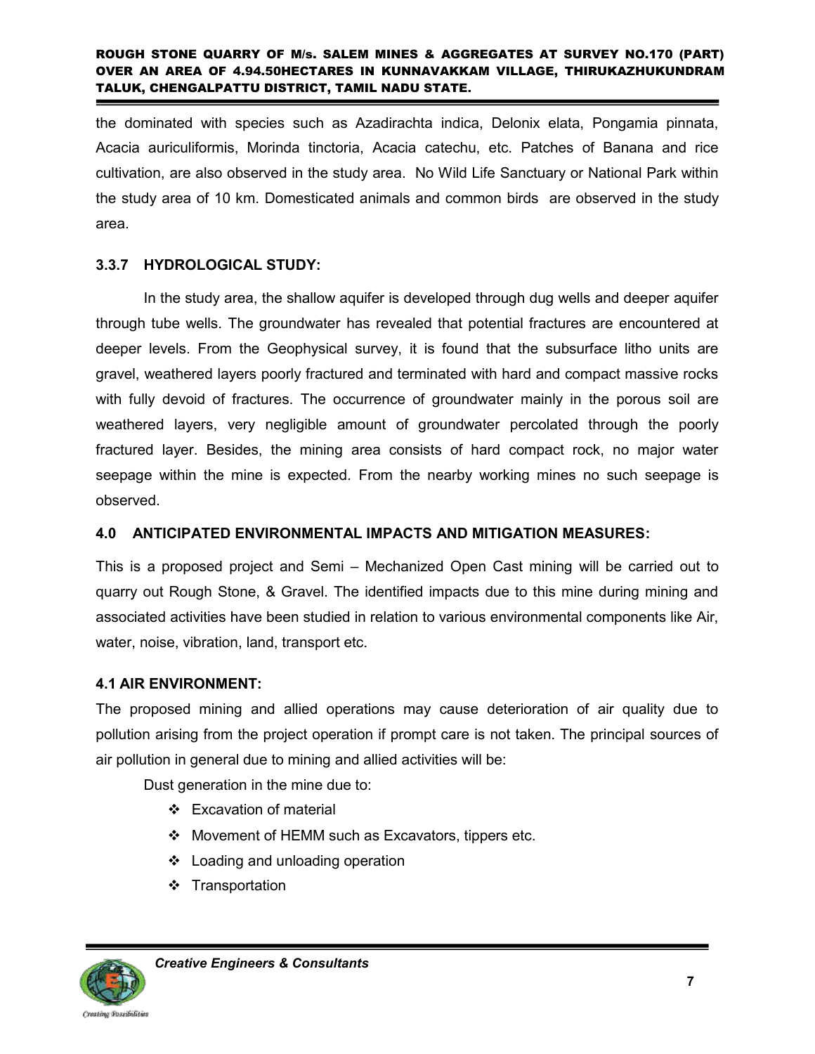the dominated with species such as Azadirachta indica, Delonix elata, Pongamia pinnata, Acacia auriculiformis, Morinda tinctoria, Acacia catechu, etc. Patches of Banana and rice cultivation, are also observed in the study area. No Wild Life Sanctuary or National Park within the study area of 10 km. Domesticated animals and common birds are observed in the study area.

### 3.3.7 HYDROLOGICAL STUDY:

In the study area, the shallow aquifer is developed through dug wells and deeper aquifer through tube wells. The groundwater has revealed that potential fractures are encountered at deeper levels. From the Geophysical survey, it is found that the subsurface litho units are gravel, weathered layers poorly fractured and terminated with hard and compact massive rocks with fully devoid of fractures. The occurrence of groundwater mainly in the porous soil are weathered layers, very negligible amount of groundwater percolated through the poorly fractured layer. Besides, the mining area consists of hard compact rock, no major water seepage within the mine is expected. From the nearby working mines no such seepage is observed.

## 4.0 ANTICIPATED ENVIRONMENTAL IMPACTS AND MITIGATION MEASURES:

This is a proposed project and Semi – Mechanized Open Cast mining will be carried out to quarry out Rough Stone, & Gravel. The identified impacts due to this mine during mining and associated activities have been studied in relation to various environmental components like Air, water, noise, vibration, land, transport etc.

### 4.1 AIR ENVIRONMENT:

The proposed mining and allied operations may cause deterioration of air quality due to pollution arising from the project operation if prompt care is not taken. The principal sources of air pollution in general due to mining and allied activities will be:

Dust generation in the mine due to:

- Excavation of material
- Movement of HEMM such as Excavators, tippers etc.
- Loading and unloading operation
- Transportation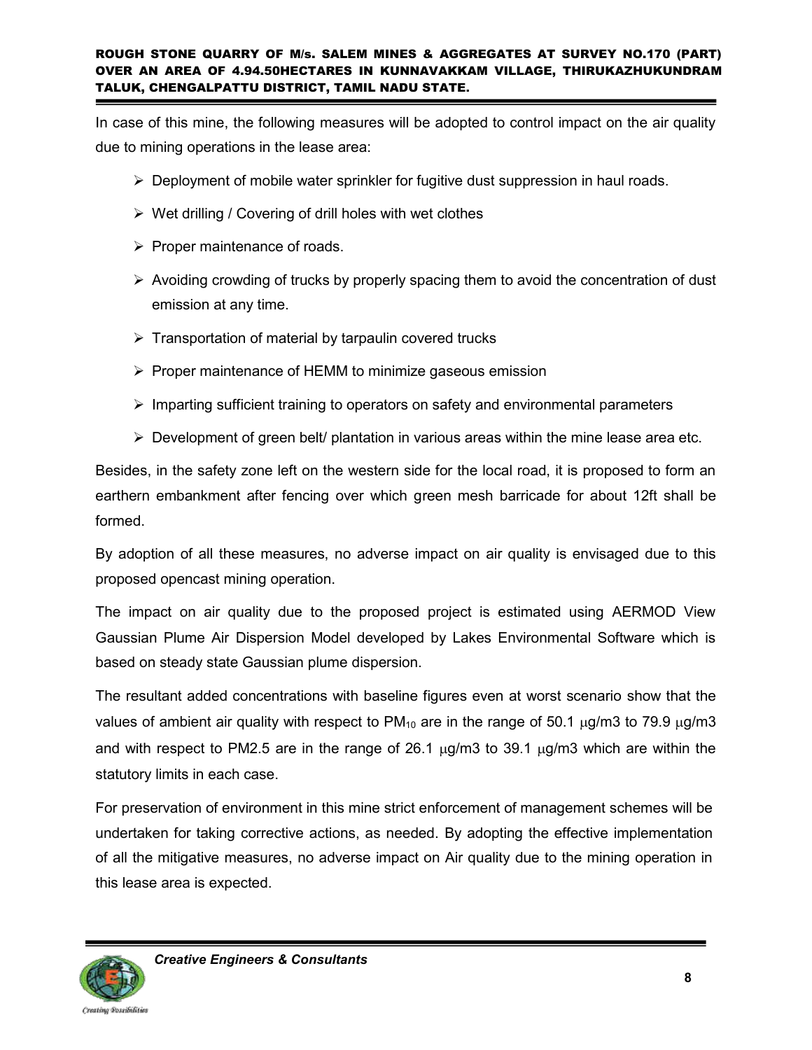In case of this mine, the following measures will be adopted to control impact on the air quality due to mining operations in the lease area:

- Deployment of mobile water sprinkler for fugitive dust suppression in haul roads.
- Wet drilling / Covering of drill holes with wet clothes
- Proper maintenance of roads.
- Avoiding crowding of trucks by properly spacing them to avoid the concentration of dust emission at any time.
- Transportation of material by tarpaulin covered trucks
- Proper maintenance of HEMM to minimize gaseous emission
- Imparting sufficient training to operators on safety and environmental parameters
- Development of green belt/ plantation in various areas within the mine lease area etc.

Besides, in the safety zone left on the western side for the local road, it is proposed to form an earthern embankment after fencing over which green mesh barricade for about 12ft shall be formed.

By adoption of all these measures, no adverse impact on air quality is envisaged due to this proposed opencast mining operation.

The impact on air quality due to the proposed project is estimated using AERMOD View Gaussian Plume Air Dispersion Model developed by Lakes Environmental Software which is based on steady state Gaussian plume dispersion.

The resultant added concentrations with baseline figures even at worst scenario show that the values of ambient air quality with respect to $PM_{10}$ are in the range of 50.1 μg/m3 to 79.9 μg/m3 and with respect to PM2.5 are in the range of 26.1 μg/m3 to 39.1 μg/m3 which are within the statutory limits in each case.

For preservation of environment in this mine strict enforcement of management schemes will be undertaken for taking corrective actions, as needed. By adopting the effective implementation of all the mitigative measures, no adverse impact on Air quality due to the mining operation in this lease area is expected.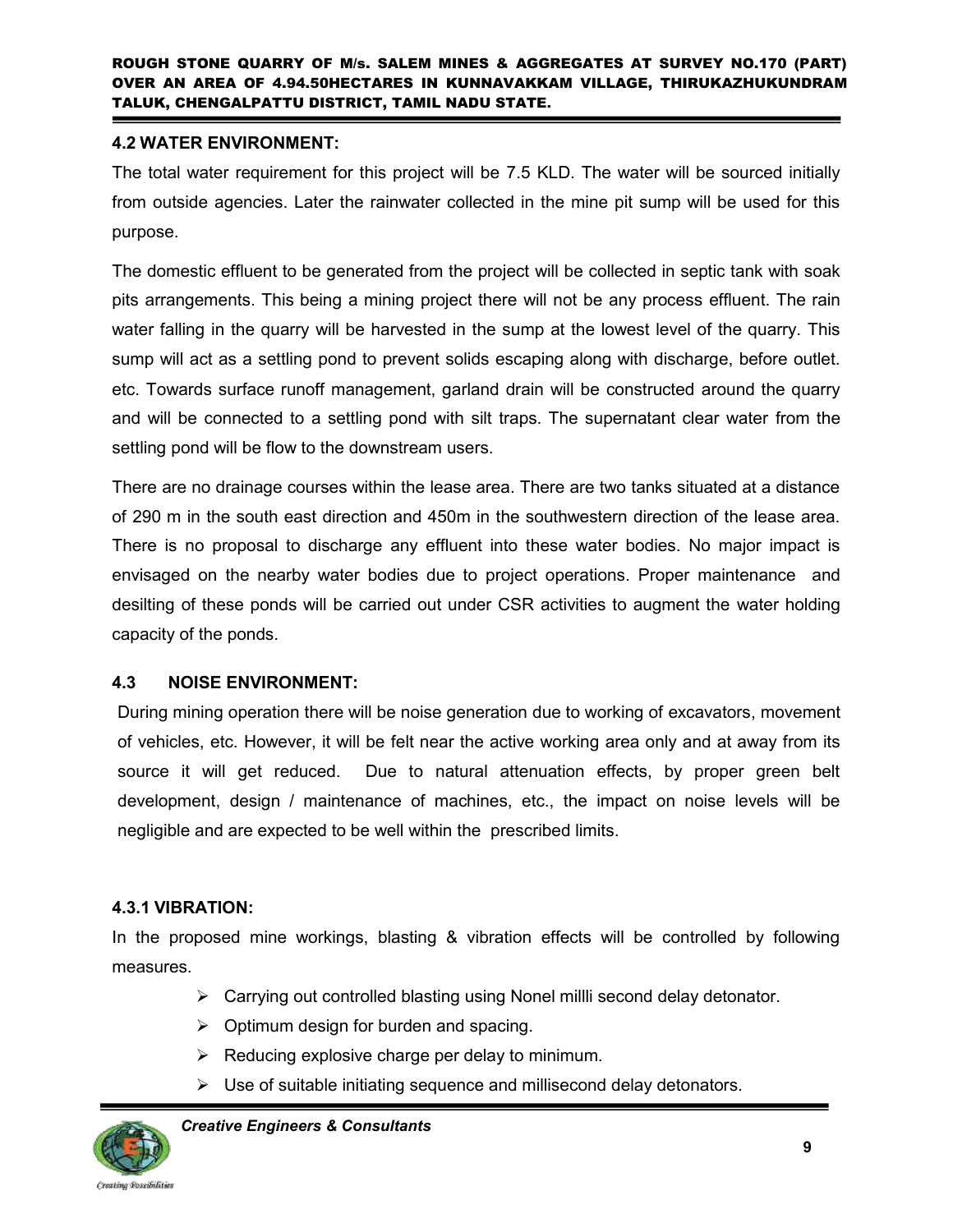### 4.2 WATER ENVIRONMENT:

The total water requirement for this project will be 7.5 KLD. The water will be sourced initially from outside agencies. Later the rainwater collected in the mine pit sump will be used for this purpose.

The domestic effluent to be generated from the project will be collected in septic tank with soak pits arrangements. This being a mining project there will not be any process effluent. The rain water falling in the quarry will be harvested in the sump at the lowest level of the quarry. This sump will act as a settling pond to prevent solids escaping along with discharge, before outlet. etc. Towards surface runoff management, garland drain will be constructed around the quarry and will be connected to a settling pond with silt traps. The supernatant clear water from the settling pond will be flow to the downstream users.

There are no drainage courses within the lease area. There are two tanks situated at a distance of 290 m in the south east direction and 450m in the southwestern direction of the lease area. There is no proposal to discharge any effluent into these water bodies. No major impact is envisaged on the nearby water bodies due to project operations. Proper maintenance and desilting of these ponds will be carried out under CSR activities to augment the water holding capacity of the ponds.

### 4.3 NOISE ENVIRONMENT:

During mining operation there will be noise generation due to working of excavators, movement of vehicles, etc. However, it will be felt near the active working area only and at away from its source it will get reduced. Due to natural attenuation effects, by proper green belt development, design / maintenance of machines, etc., the impact on noise levels will be negligible and are expected to be well within the prescribed limits.

#### 4.3.1 VIBRATION:

In the proposed mine workings, blasting & vibration effects will be controlled by following measures.

- Carrying out controlled blasting using Nonel millli second delay detonator.
- Optimum design for burden and spacing.
- Reducing explosive charge per delay to minimum.
- Use of suitable initiating sequence and millisecond delay detonators.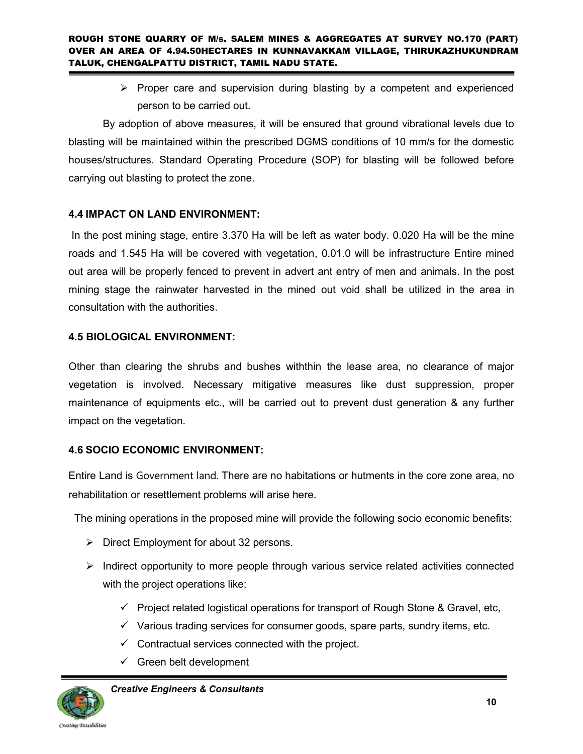- Proper care and supervision during blasting by a competent and experienced person to be carried out.

By adoption of above measures, it will be ensured that ground vibrational levels due to blasting will be maintained within the prescribed DGMS conditions of 10 mm/s for the domestic houses/structures. Standard Operating Procedure (SOP) for blasting will be followed before carrying out blasting to protect the zone.

### 4.4 IMPACT ON LAND ENVIRONMENT:

In the post mining stage, entire 3.370 Ha will be left as water body. 0.020 Ha will be the mine roads and 1.545 Ha will be covered with vegetation, 0.01.0 will be infrastructure Entire mined out area will be properly fenced to prevent in advert ant entry of men and animals. In the post mining stage the rainwater harvested in the mined out void shall be utilized in the area in consultation with the authorities.

### 4.5 BIOLOGICAL ENVIRONMENT:

Other than clearing the shrubs and bushes withthin the lease area, no clearance of major vegetation is involved. Necessary mitigative measures like dust suppression, proper maintenance of equipments etc., will be carried out to prevent dust generation & any further impact on the vegetation.

### 4.6 SOCIO ECONOMIC ENVIRONMENT:

Entire Land is Government land. There are no habitations or hutments in the core zone area, no rehabilitation or resettlement problems will arise here.

The mining operations in the proposed mine will provide the following socio economic benefits:

- Direct Employment for about 32 persons.
- Indirect opportunity to more people through various service related activities connected with the project operations like:
  - ✓ Project related logistical operations for transport of Rough Stone & Gravel, etc,
  - ✓ Various trading services for consumer goods, spare parts, sundry items, etc.
  - ✓ Contractual services connected with the project.
  - ✓ Green belt development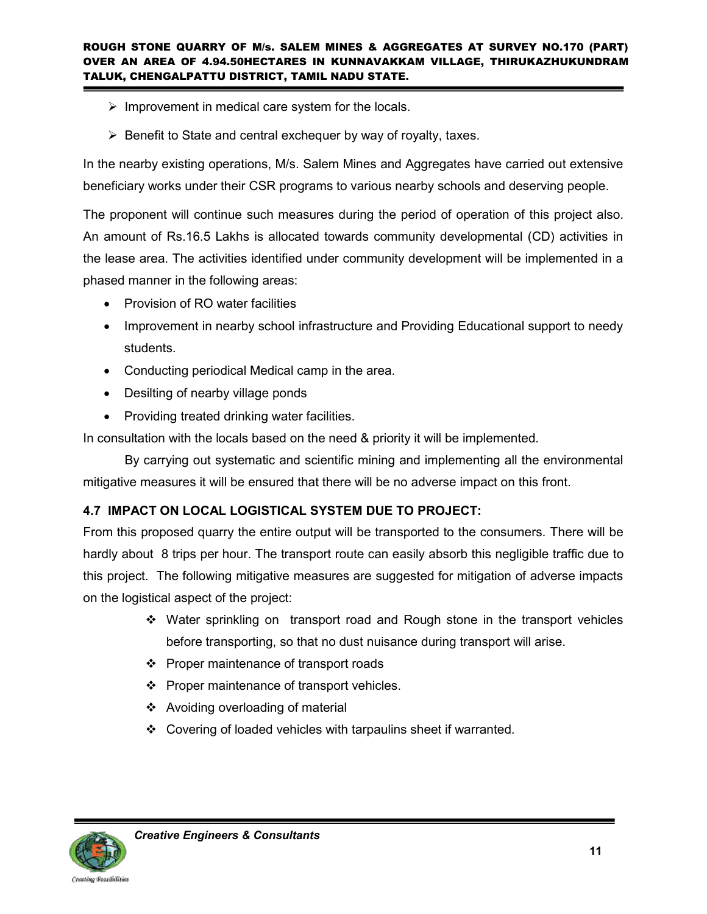- Improvement in medical care system for the locals.
- Benefit to State and central exchequer by way of royalty, taxes.

In the nearby existing operations, M/s. Salem Mines and Aggregates have carried out extensive beneficiary works under their CSR programs to various nearby schools and deserving people.

The proponent will continue such measures during the period of operation of this project also. An amount of Rs.16.5 Lakhs is allocated towards community developmental (CD) activities in the lease area. The activities identified under community development will be implemented in a phased manner in the following areas:

- Provision of RO water facilities
- Improvement in nearby school infrastructure and Providing Educational support to needy students.
- Conducting periodical Medical camp in the area.
- Desilting of nearby village ponds
- Providing treated drinking water facilities.

In consultation with the locals based on the need & priority it will be implemented.

By carrying out systematic and scientific mining and implementing all the environmental mitigative measures it will be ensured that there will be no adverse impact on this front.

### 4.7 IMPACT ON LOCAL LOGISTICAL SYSTEM DUE TO PROJECT:

From this proposed quarry the entire output will be transported to the consumers. There will be hardly about 8 trips per hour. The transport route can easily absorb this negligible traffic due to this project. The following mitigative measures are suggested for mitigation of adverse impacts on the logistical aspect of the project:

- Water sprinkling on transport road and Rough stone in the transport vehicles before transporting, so that no dust nuisance during transport will arise.
- Proper maintenance of transport roads
- Proper maintenance of transport vehicles.
- Avoiding overloading of material
- Covering of loaded vehicles with tarpaulins sheet if warranted.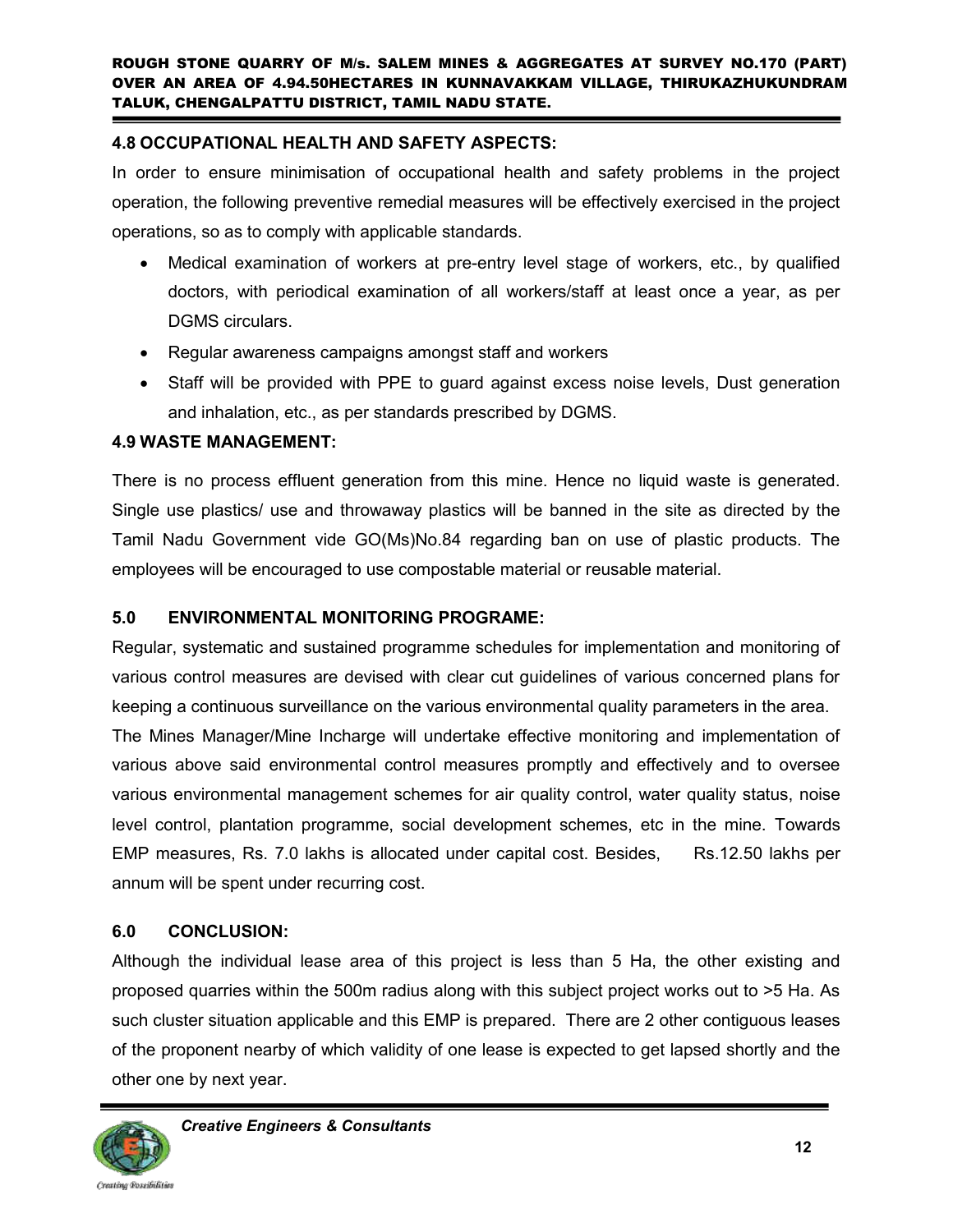### 4.8 OCCUPATIONAL HEALTH AND SAFETY ASPECTS:

In order to ensure minimisation of occupational health and safety problems in the project operation, the following preventive remedial measures will be effectively exercised in the project operations, so as to comply with applicable standards.

- Medical examination of workers at pre-entry level stage of workers, etc., by qualified doctors, with periodical examination of all workers/staff at least once a year, as per DGMS circulars.
- Regular awareness campaigns amongst staff and workers
- Staff will be provided with PPE to guard against excess noise levels, Dust generation and inhalation, etc., as per standards prescribed by DGMS.

### 4.9 WASTE MANAGEMENT:

There is no process effluent generation from this mine. Hence no liquid waste is generated. Single use plastics/ use and throwaway plastics will be banned in the site as directed by the Tamil Nadu Government vide GO(Ms)No.84 regarding ban on use of plastic products. The employees will be encouraged to use compostable material or reusable material.

## 5.0 ENVIRONMENTAL MONITORING PROGRAME:

Regular, systematic and sustained programme schedules for implementation and monitoring of various control measures are devised with clear cut guidelines of various concerned plans for keeping a continuous surveillance on the various environmental quality parameters in the area.

The Mines Manager/Mine Incharge will undertake effective monitoring and implementation of various above said environmental control measures promptly and effectively and to oversee various environmental management schemes for air quality control, water quality status, noise level control, plantation programme, social development schemes, etc in the mine. Towards EMP measures, Rs. 7.0 lakhs is allocated under capital cost. Besides, Rs.12.50 lakhs per annum will be spent under recurring cost.

## 6.0 CONCLUSION:

Although the individual lease area of this project is less than 5 Ha, the other existing and proposed quarries within the 500m radius along with this subject project works out to >5 Ha. As such cluster situation applicable and this EMP is prepared. There are 2 other contiguous leases of the proponent nearby of which validity of one lease is expected to get lapsed shortly and the other one by next year.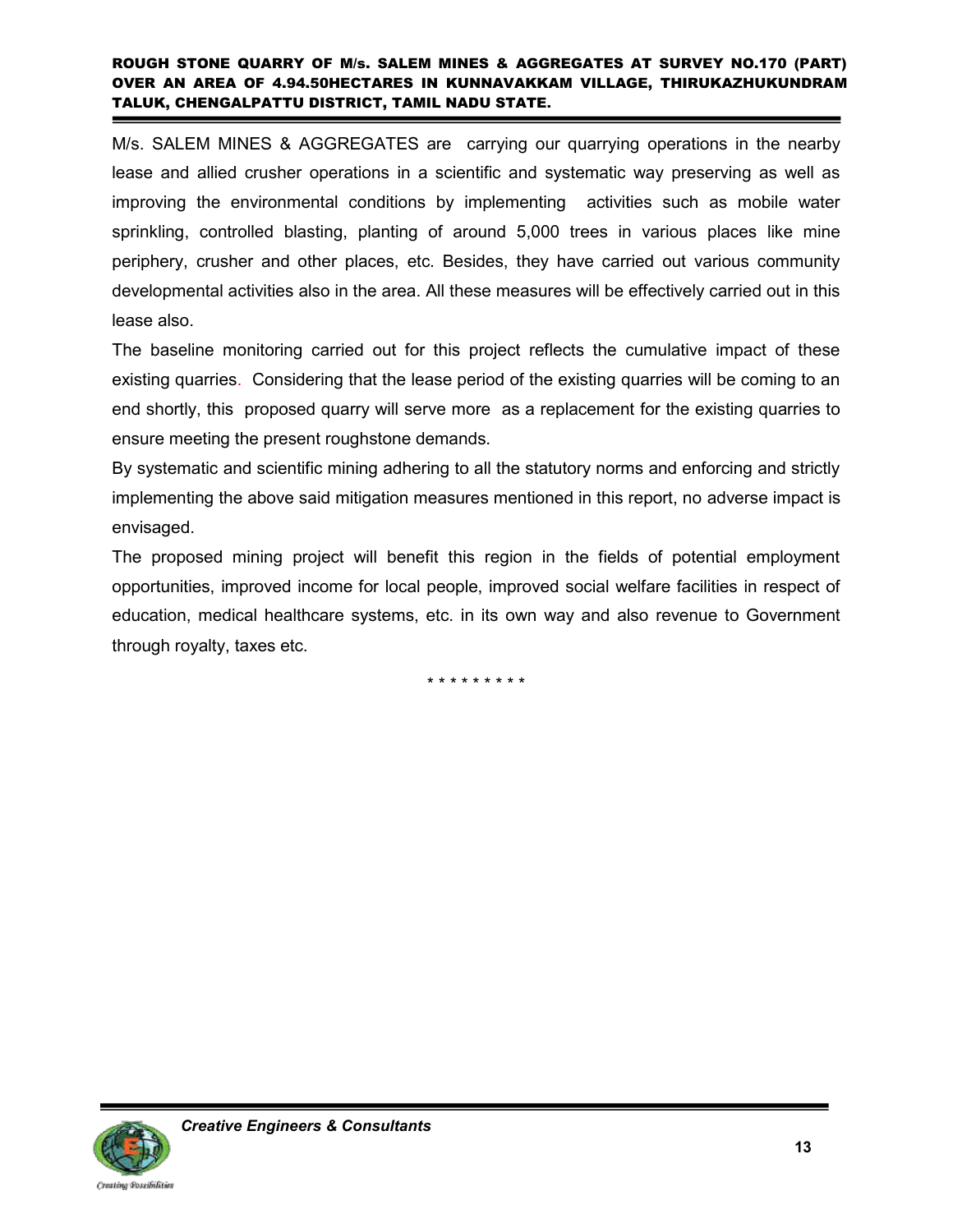M/s. SALEM MINES & AGGREGATES are carrying our quarrying operations in the nearby lease and allied crusher operations in a scientific and systematic way preserving as well as improving the environmental conditions by implementing activities such as mobile water sprinkling, controlled blasting, planting of around 5,000 trees in various places like mine periphery, crusher and other places, etc. Besides, they have carried out various community developmental activities also in the area. All these measures will be effectively carried out in this lease also.

The baseline monitoring carried out for this project reflects the cumulative impact of these existing quarries. Considering that the lease period of the existing quarries will be coming to an end shortly, this proposed quarry will serve more as a replacement for the existing quarries to ensure meeting the present roughstone demands.

By systematic and scientific mining adhering to all the statutory norms and enforcing and strictly implementing the above said mitigation measures mentioned in this report, no adverse impact is envisaged.

The proposed mining project will benefit this region in the fields of potential employment opportunities, improved income for local people, improved social welfare facilities in respect of education, medical healthcare systems, etc. in its own way and also revenue to Government through royalty, taxes etc.

* * * * * * * * *